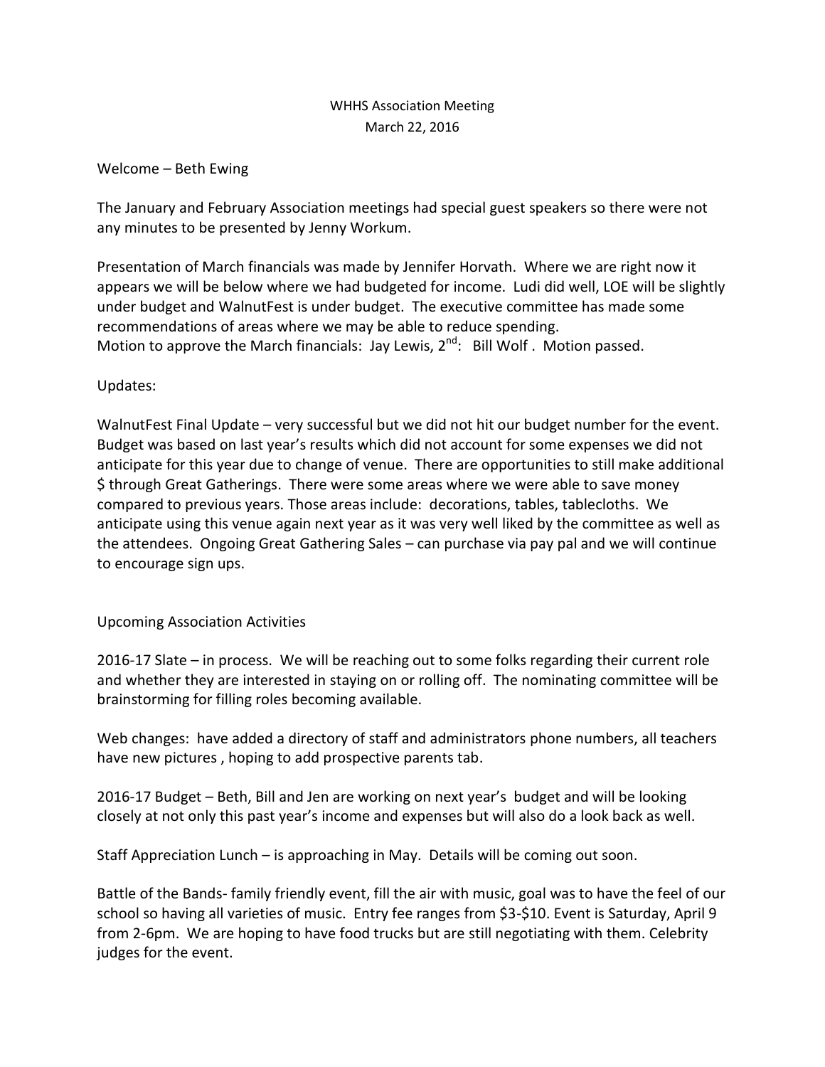WHHS Association Meeting
March 22, 2016

Welcome – Beth Ewing

The January and February Association meetings had special guest speakers so there were not any minutes to be presented by Jenny Workum.

Presentation of March financials was made by Jennifer Horvath. Where we are right now it appears we will be below where we had budgeted for income. Ludi did well, LOE will be slightly under budget and WalnutFest is under budget. The executive committee has made some recommendations of areas where we may be able to reduce spending.
Motion to approve the March financials: Jay Lewis, 2nd: Bill Wolf . Motion passed.

Updates:

WalnutFest Final Update – very successful but we did not hit our budget number for the event. Budget was based on last year's results which did not account for some expenses we did not anticipate for this year due to change of venue. There are opportunities to still make additional $ through Great Gatherings. There were some areas where we were able to save money compared to previous years. Those areas include: decorations, tables, tablecloths. We anticipate using this venue again next year as it was very well liked by the committee as well as the attendees. Ongoing Great Gathering Sales – can purchase via pay pal and we will continue to encourage sign ups.

Upcoming Association Activities

2016-17 Slate – in process. We will be reaching out to some folks regarding their current role and whether they are interested in staying on or rolling off. The nominating committee will be brainstorming for filling roles becoming available.

Web changes: have added a directory of staff and administrators phone numbers, all teachers have new pictures , hoping to add prospective parents tab.

2016-17 Budget – Beth, Bill and Jen are working on next year's budget and will be looking closely at not only this past year's income and expenses but will also do a look back as well.

Staff Appreciation Lunch – is approaching in May. Details will be coming out soon.

Battle of the Bands- family friendly event, fill the air with music, goal was to have the feel of our school so having all varieties of music. Entry fee ranges from $3-$10. Event is Saturday, April 9 from 2-6pm. We are hoping to have food trucks but are still negotiating with them. Celebrity judges for the event.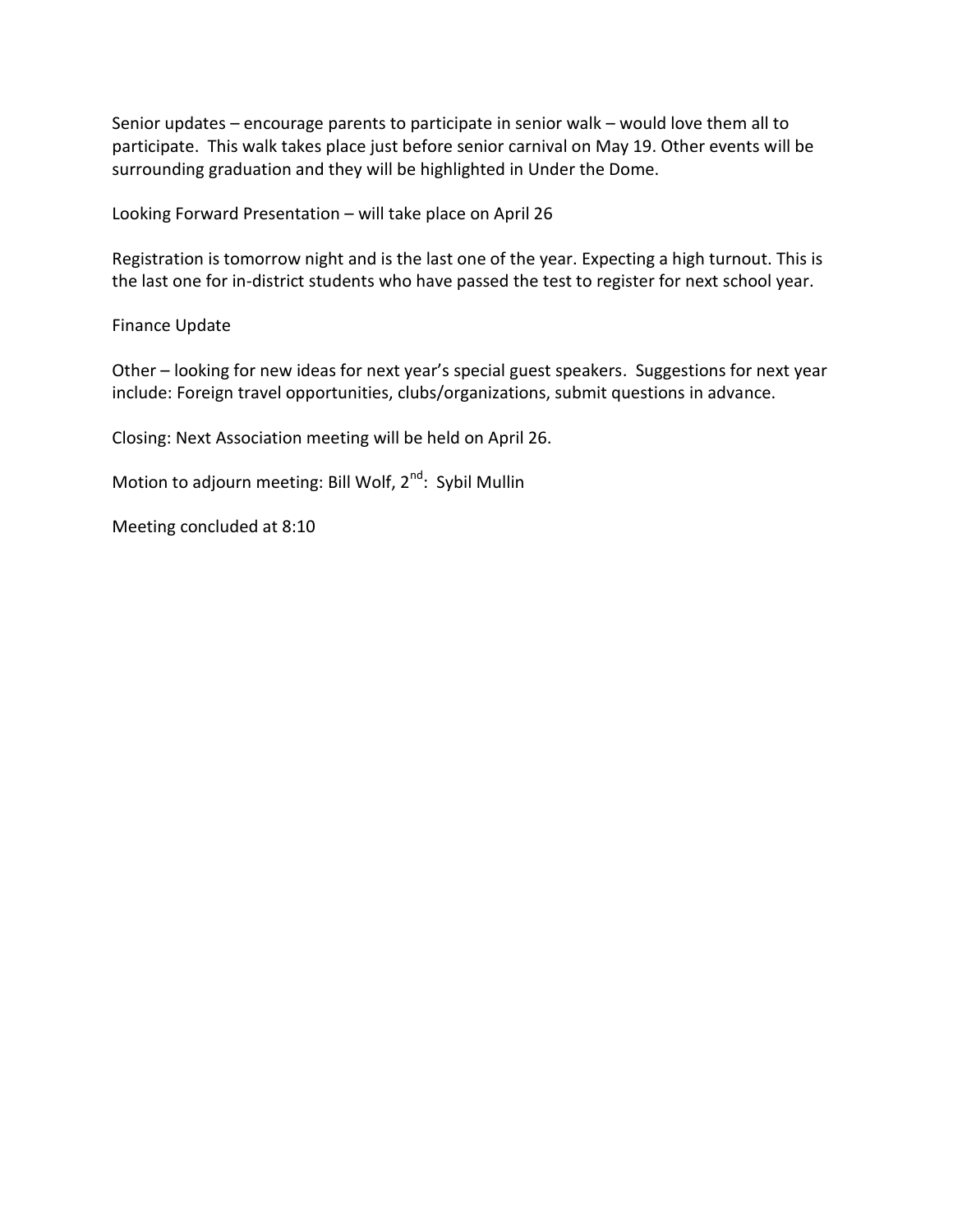Senior updates – encourage parents to participate in senior walk – would love them all to participate. This walk takes place just before senior carnival on May 19. Other events will be surrounding graduation and they will be highlighted in Under the Dome.

Looking Forward Presentation – will take place on April 26

Registration is tomorrow night and is the last one of the year. Expecting a high turnout. This is the last one for in-district students who have passed the test to register for next school year.

Finance Update

Other – looking for new ideas for next year's special guest speakers. Suggestions for next year include: Foreign travel opportunities, clubs/organizations, submit questions in advance.

Closing: Next Association meeting will be held on April 26.

Motion to adjourn meeting: Bill Wolf, 2nd: Sybil Mullin

Meeting concluded at 8:10